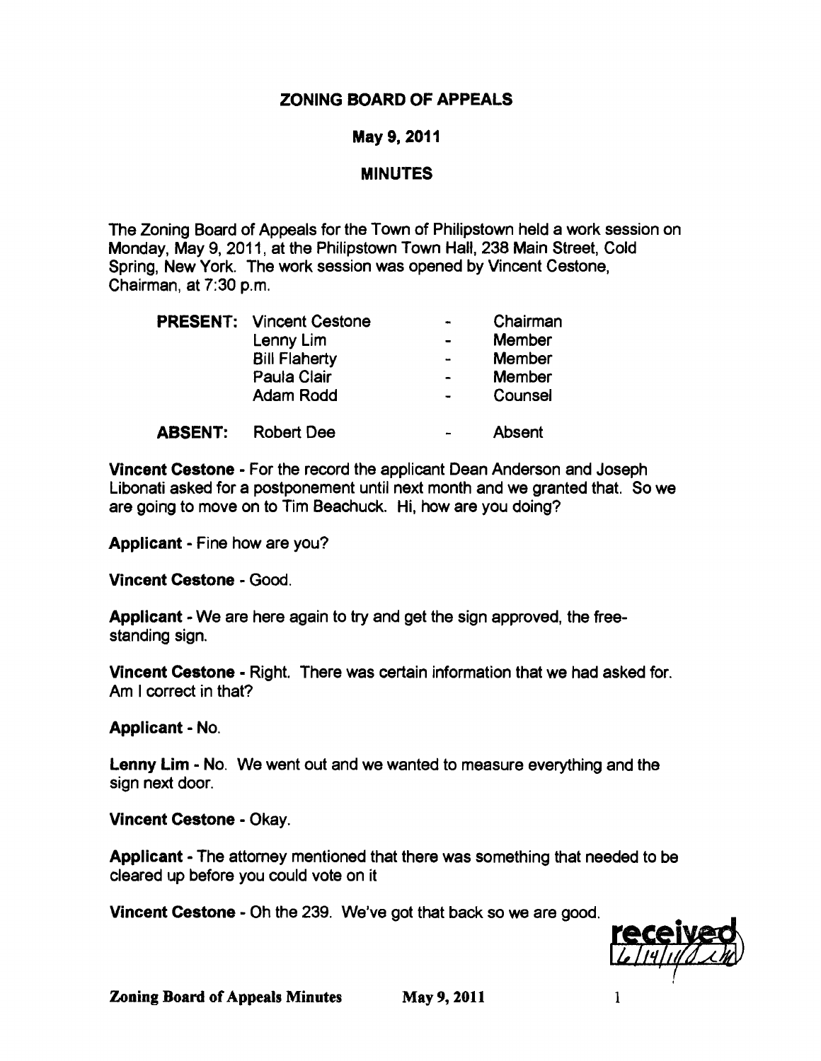# ZONING BOARD OF APPEALS

## May 9, 2011

## MINUTES

The Zoning Board of Appeals for the Town of Philipstown held a work session on Monday, May 9, 2011, at the Philipstown Town Hall, 238 Main Street, Cold Spring, New York. The work session was opened by Vincent Cestone, Chairman, at 7:30 p.m.

| | | | |
|---|---|---|---|
| **PRESENT:** | Vincent Cestone | - | Chairman |
| | Lenny Lim | - | Member |
| | Bill Flaherty | - | Member |
| | Paula Clair | - | Member |
| | Adam Rodd | - | Counsel |
| **ABSENT:** | Robert Dee | - | Absent |

**Vincent Cestone** - For the record the applicant Dean Anderson and Joseph Libonati asked for a postponement until next month and we granted that. So we are going to move on to Tim Beachuck. Hi, how are you doing?

**Applicant** - Fine how are you?

**Vincent Cestone** - Good.

**Applicant** - We are here again to try and get the sign approved, the free-standing sign.

**Vincent Cestone** - Right. There was certain information that we had asked for. Am I correct in that?

**Applicant** - No.

**Lenny Lim** - No. We went out and we wanted to measure everything and the sign next door.

**Vincent Cestone** - Okay.

**Applicant** - The attorney mentioned that there was something that needed to be cleared up before you could vote on it

**Vincent Cestone** - Oh the 239. We've got that back so we are good.

received 6/14/11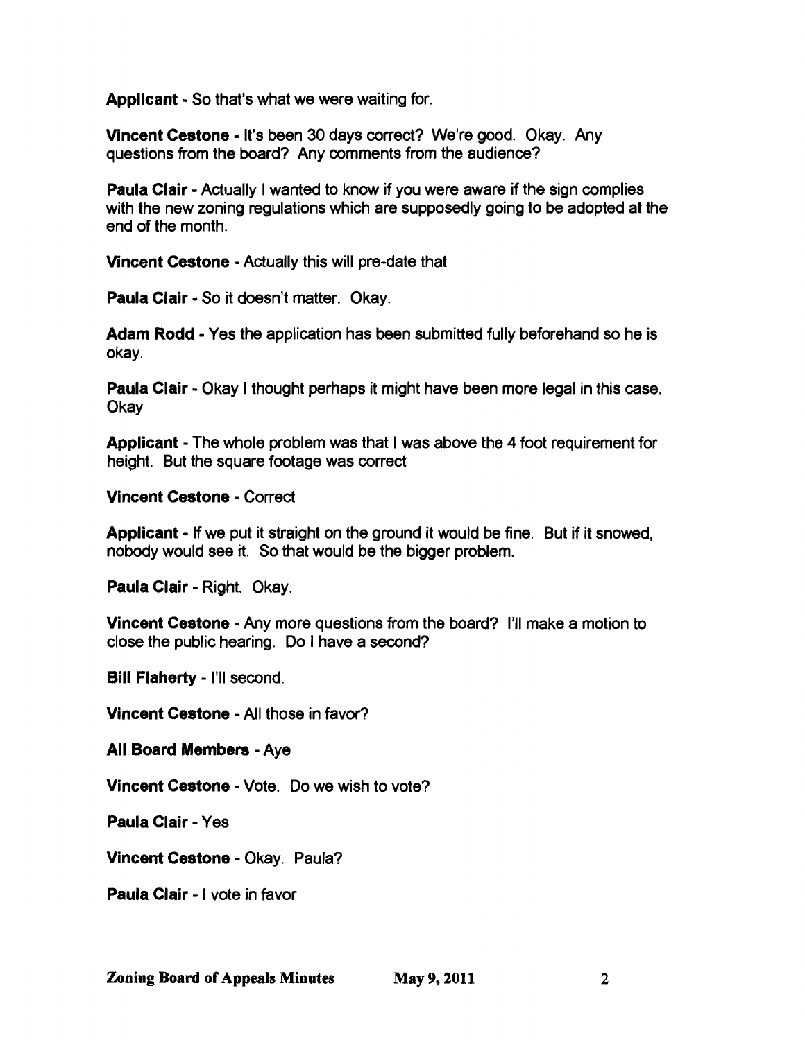**Applicant** - So that's what we were waiting for.

**Vincent Cestone** - It's been 30 days correct? We're good. Okay. Any questions from the board? Any comments from the audience?

**Paula Clair** - Actually I wanted to know if you were aware if the sign complies with the new zoning regulations which are supposedly going to be adopted at the end of the month.

**Vincent Cestone** - Actually this will pre-date that

**Paula Clair** - So it doesn't matter. Okay.

**Adam Rodd** - Yes the application has been submitted fully beforehand so he is okay.

**Paula Clair** - Okay I thought perhaps it might have been more legal in this case. Okay

**Applicant** - The whole problem was that I was above the 4 foot requirement for height. But the square footage was correct

**Vincent Cestone** - Correct

**Applicant** - If we put it straight on the ground it would be fine. But if it snowed, nobody would see it. So that would be the bigger problem.

**Paula Clair** - Right. Okay.

**Vincent Cestone** - Any more questions from the board? I'll make a motion to close the public hearing. Do I have a second?

**Bill Flaherty** - I'll second.

**Vincent Cestone** - All those in favor?

**All Board Members** - Aye

**Vincent Cestone** - Vote. Do we wish to vote?

**Paula Clair** - Yes

**Vincent Cestone** - Okay. Paula?

**Paula Clair** - I vote in favor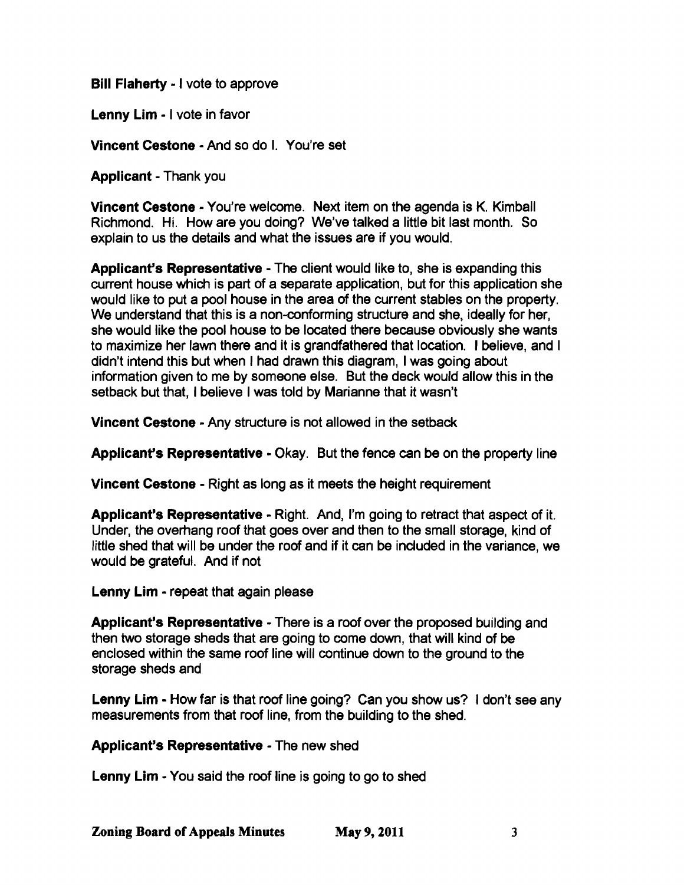**Bill Flaherty** - I vote to approve

**Lenny Lim** - I vote in favor

**Vincent Cestone** - And so do I. You're set

**Applicant** - Thank you

**Vincent Cestone** - You're welcome. Next item on the agenda is K. Kimball Richmond. Hi. How are you doing? We've talked a little bit last month. So explain to us the details and what the issues are if you would.

**Applicant's Representative** - The client would like to, she is expanding this current house which is part of a separate application, but for this application she would like to put a pool house in the area of the current stables on the property. We understand that this is a non-conforming structure and she, ideally for her, she would like the pool house to be located there because obviously she wants to maximize her lawn there and it is grandfathered that location. I believe, and I didn't intend this but when I had drawn this diagram, I was going about information given to me by someone else. But the deck would allow this in the setback but that, I believe I was told by Marianne that it wasn't

**Vincent Cestone** - Any structure is not allowed in the setback

**Applicant's Representative** - Okay. But the fence can be on the property line

**Vincent Cestone** - Right as long as it meets the height requirement

**Applicant's Representative** - Right. And, I'm going to retract that aspect of it. Under, the overhang roof that goes over and then to the small storage, kind of little shed that will be under the roof and if it can be included in the variance, we would be grateful. And if not

**Lenny Lim** - repeat that again please

**Applicant's Representative** - There is a roof over the proposed building and then two storage sheds that are going to come down, that will kind of be enclosed within the same roof line will continue down to the ground to the storage sheds and

**Lenny Lim** - How far is that roof line going? Can you show us? I don't see any measurements from that roof line, from the building to the shed.

**Applicant's Representative** - The new shed

**Lenny Lim** - You said the roof line is going to go to shed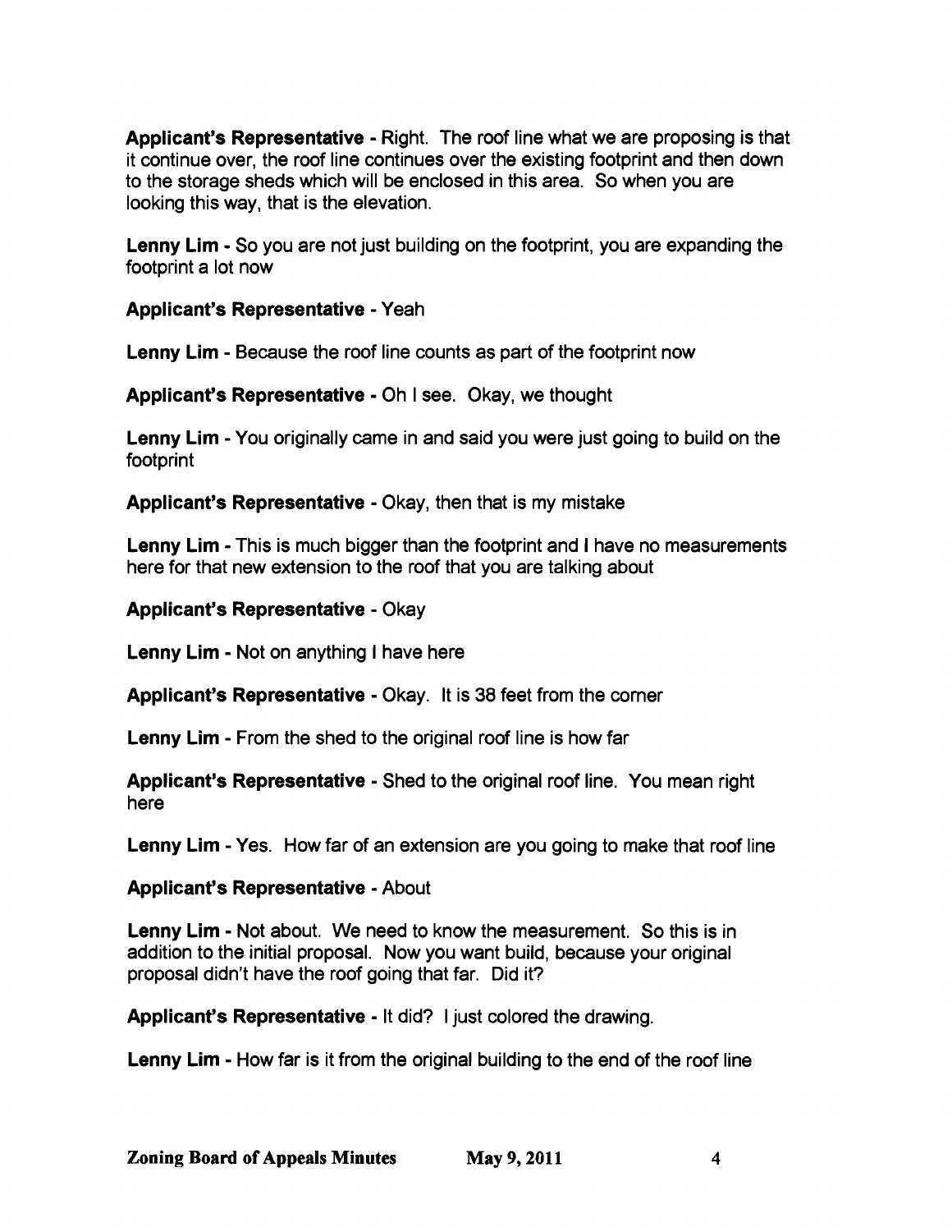**Applicant's Representative** - Right. The roof line what we are proposing is that it continue over, the roof line continues over the existing footprint and then down to the storage sheds which will be enclosed in this area. So when you are looking this way, that is the elevation.

**Lenny Lim** - So you are not just building on the footprint, you are expanding the footprint a lot now

**Applicant's Representative** - Yeah

**Lenny Lim** - Because the roof line counts as part of the footprint now

**Applicant's Representative** - Oh I see. Okay, we thought

**Lenny Lim** - You originally came in and said you were just going to build on the footprint

**Applicant's Representative** - Okay, then that is my mistake

**Lenny Lim** - This is much bigger than the footprint and I have no measurements here for that new extension to the roof that you are talking about

**Applicant's Representative** - Okay

**Lenny Lim** - Not on anything I have here

**Applicant's Representative** - Okay. It is 38 feet from the corner

**Lenny Lim** - From the shed to the original roof line is how far

**Applicant's Representative** - Shed to the original roof line. You mean right here

**Lenny Lim** - Yes. How far of an extension are you going to make that roof line

**Applicant's Representative** - About

**Lenny Lim** - Not about. We need to know the measurement. So this is in addition to the initial proposal. Now you want build, because your original proposal didn't have the roof going that far. Did it?

**Applicant's Representative** - It did? I just colored the drawing.

**Lenny Lim** - How far is it from the original building to the end of the roof line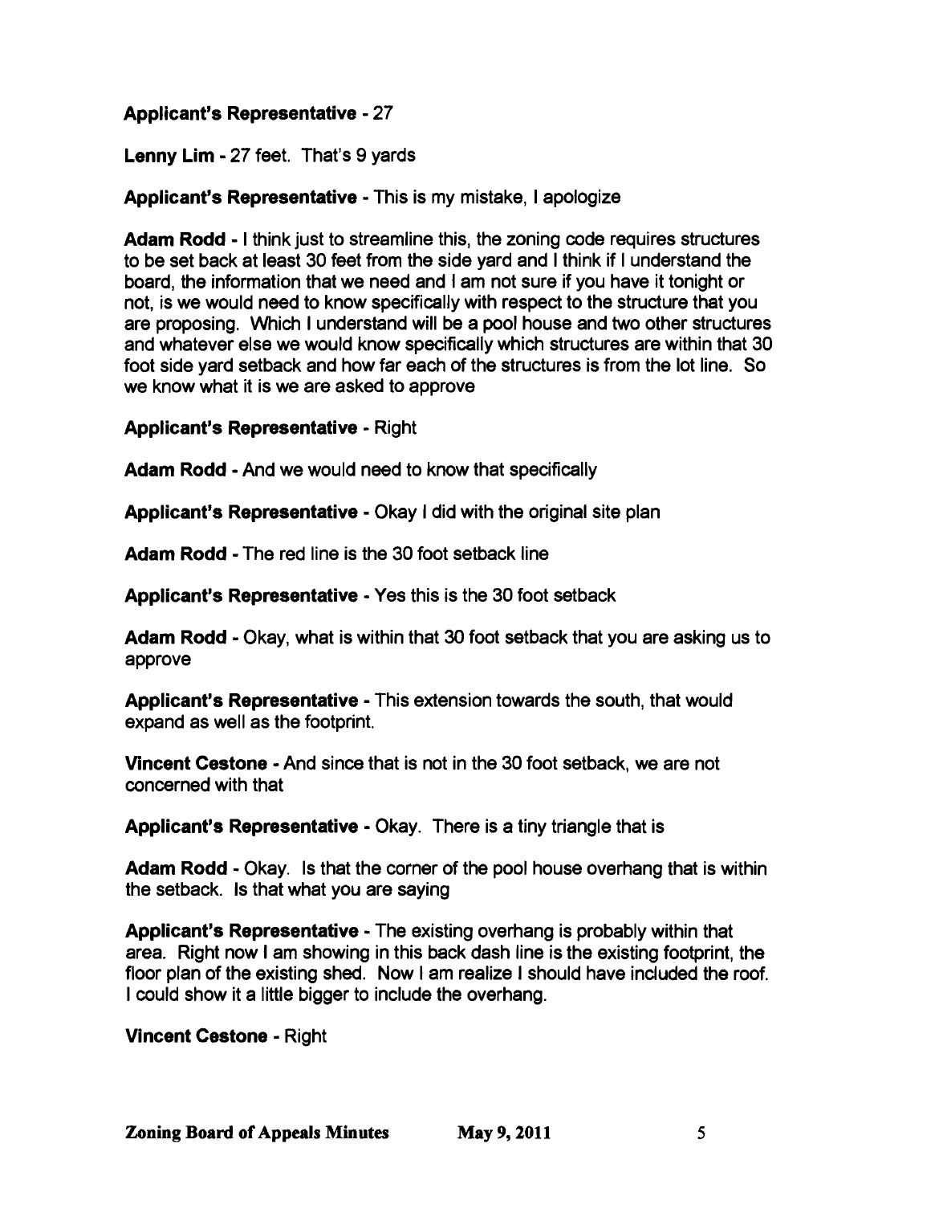**Applicant's Representative** - 27

**Lenny Lim** - 27 feet. That's 9 yards

**Applicant's Representative** - This is my mistake, I apologize

**Adam Rodd** - I think just to streamline this, the zoning code requires structures to be set back at least 30 feet from the side yard and I think if I understand the board, the information that we need and I am not sure if you have it tonight or not, is we would need to know specifically with respect to the structure that you are proposing. Which I understand will be a pool house and two other structures and whatever else we would know specifically which structures are within that 30 foot side yard setback and how far each of the structures is from the lot line. So we know what it is we are asked to approve

**Applicant's Representative** - Right

**Adam Rodd** - And we would need to know that specifically

**Applicant's Representative** - Okay I did with the original site plan

**Adam Rodd** - The red line is the 30 foot setback line

**Applicant's Representative** - Yes this is the 30 foot setback

**Adam Rodd** - Okay, what is within that 30 foot setback that you are asking us to approve

**Applicant's Representative** - This extension towards the south, that would expand as well as the footprint.

**Vincent Cestone** - And since that is not in the 30 foot setback, we are not concerned with that

**Applicant's Representative** - Okay. There is a tiny triangle that is

**Adam Rodd** - Okay. Is that the corner of the pool house overhang that is within the setback. Is that what you are saying

**Applicant's Representative** - The existing overhang is probably within that area. Right now I am showing in this back dash line is the existing footprint, the floor plan of the existing shed. Now I am realize I should have included the roof. I could show it a little bigger to include the overhang.

**Vincent Cestone** - Right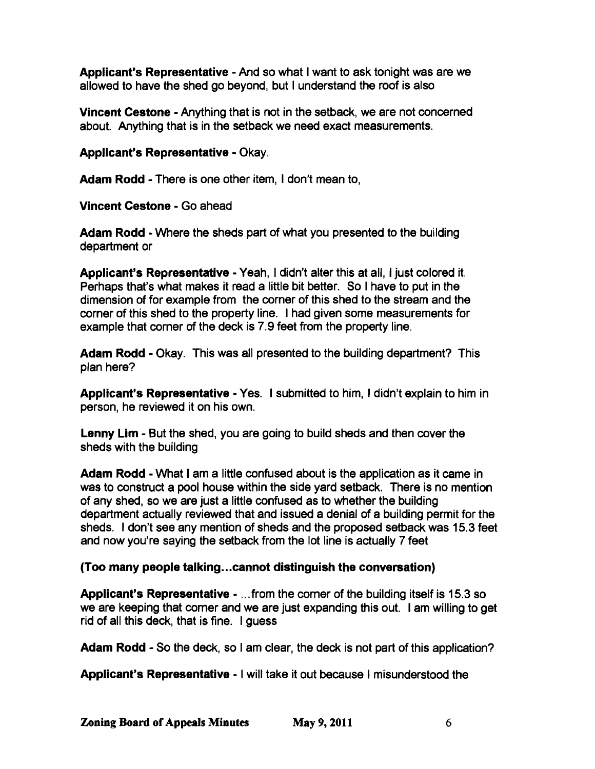**Applicant's Representative** - And so what I want to ask tonight was are we allowed to have the shed go beyond, but I understand the roof is also

**Vincent Cestone** - Anything that is not in the setback, we are not concerned about. Anything that is in the setback we need exact measurements.

**Applicant's Representative** - Okay.

**Adam Rodd** - There is one other item, I don't mean to,

**Vincent Cestone** - Go ahead

**Adam Rodd** - Where the sheds part of what you presented to the building department or

**Applicant's Representative** - Yeah, I didn't alter this at all, I just colored it. Perhaps that's what makes it read a little bit better. So I have to put in the dimension of for example from the corner of this shed to the stream and the corner of this shed to the property line. I had given some measurements for example that corner of the deck is 7.9 feet from the property line.

**Adam Rodd** - Okay. This was all presented to the building department? This plan here?

**Applicant's Representative** - Yes. I submitted to him, I didn't explain to him in person, he reviewed it on his own.

**Lenny Lim** - But the shed, you are going to build sheds and then cover the sheds with the building

**Adam Rodd** - What I am a little confused about is the application as it came in was to construct a pool house within the side yard setback. There is no mention of any shed, so we are just a little confused as to whether the building department actually reviewed that and issued a denial of a building permit for the sheds. I don't see any mention of sheds and the proposed setback was 15.3 feet and now you're saying the setback from the lot line is actually 7 feet

**(Too many people talking…cannot distinguish the conversation)**

**Applicant's Representative** - …from the corner of the building itself is 15.3 so we are keeping that corner and we are just expanding this out. I am willing to get rid of all this deck, that is fine. I guess

**Adam Rodd** - So the deck, so I am clear, the deck is not part of this application?

**Applicant's Representative** - I will take it out because I misunderstood the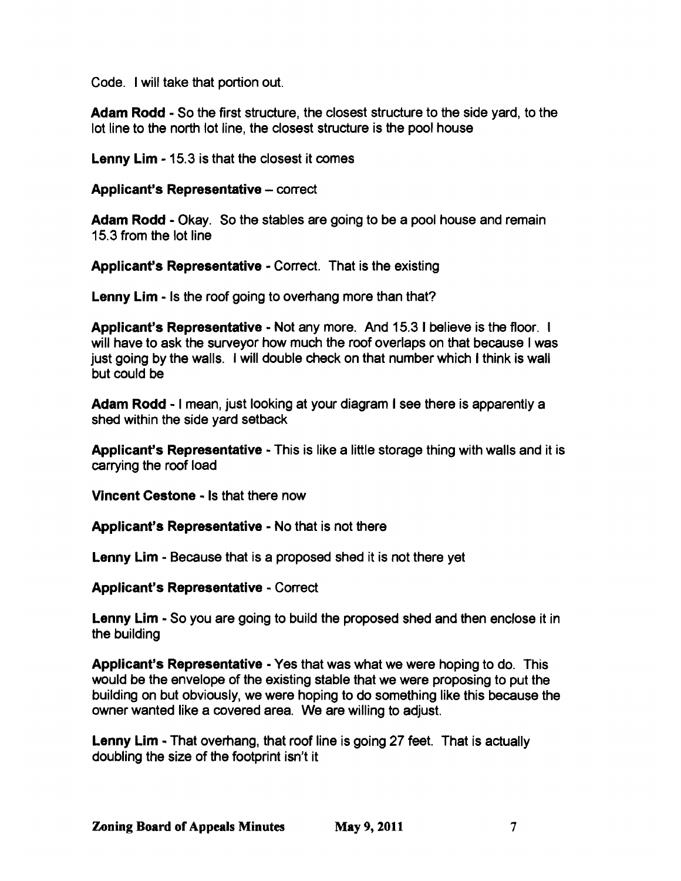Code. I will take that portion out.

**Adam Rodd** - So the first structure, the closest structure to the side yard, to the lot line to the north lot line, the closest structure is the pool house

**Lenny Lim** - 15.3 is that the closest it comes

**Applicant's Representative** – correct

**Adam Rodd** - Okay. So the stables are going to be a pool house and remain 15.3 from the lot line

**Applicant's Representative** - Correct. That is the existing

**Lenny Lim** - Is the roof going to overhang more than that?

**Applicant's Representative** - Not any more. And 15.3 I believe is the floor. I will have to ask the surveyor how much the roof overlaps on that because I was just going by the walls. I will double check on that number which I think is wall but could be

**Adam Rodd** - I mean, just looking at your diagram I see there is apparently a shed within the side yard setback

**Applicant's Representative** - This is like a little storage thing with walls and it is carrying the roof load

**Vincent Cestone** - Is that there now

**Applicant's Representative** - No that is not there

**Lenny Lim** - Because that is a proposed shed it is not there yet

**Applicant's Representative** - Correct

**Lenny Lim** - So you are going to build the proposed shed and then enclose it in the building

**Applicant's Representative** - Yes that was what we were hoping to do. This would be the envelope of the existing stable that we were proposing to put the building on but obviously, we were hoping to do something like this because the owner wanted like a covered area. We are willing to adjust.

**Lenny Lim** - That overhang, that roof line is going 27 feet. That is actually doubling the size of the footprint isn't it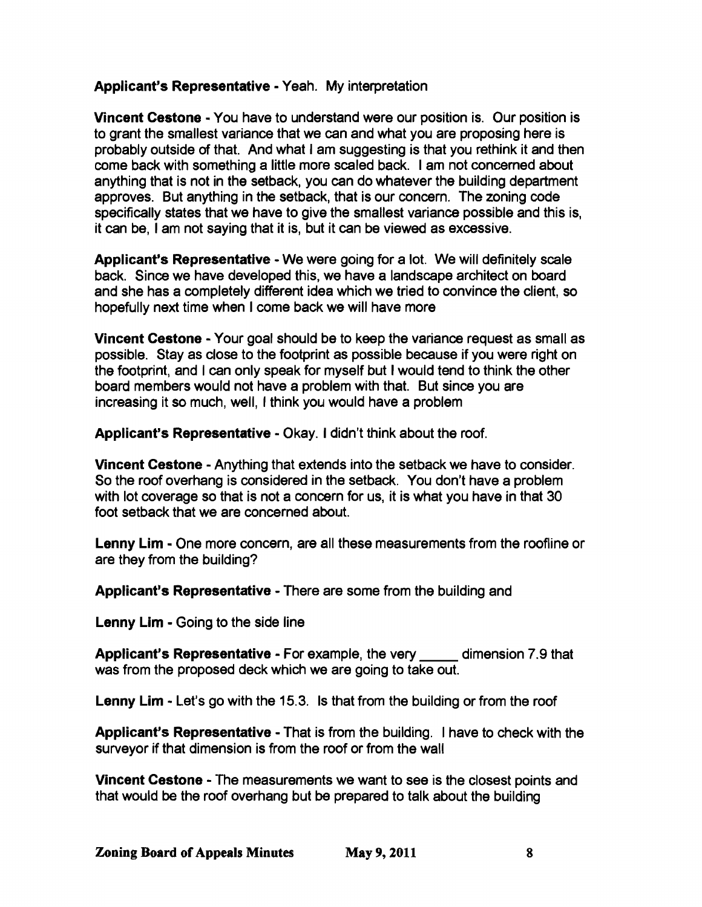**Applicant's Representative** - Yeah. My interpretation

**Vincent Cestone** - You have to understand were our position is. Our position is to grant the smallest variance that we can and what you are proposing here is probably outside of that. And what I am suggesting is that you rethink it and then come back with something a little more scaled back. I am not concerned about anything that is not in the setback, you can do whatever the building department approves. But anything in the setback, that is our concern. The zoning code specifically states that we have to give the smallest variance possible and this is, it can be, I am not saying that it is, but it can be viewed as excessive.

**Applicant's Representative** - We were going for a lot. We will definitely scale back. Since we have developed this, we have a landscape architect on board and she has a completely different idea which we tried to convince the client, so hopefully next time when I come back we will have more

**Vincent Cestone** - Your goal should be to keep the variance request as small as possible. Stay as close to the footprint as possible because if you were right on the footprint, and I can only speak for myself but I would tend to think the other board members would not have a problem with that. But since you are increasing it so much, well, I think you would have a problem

**Applicant's Representative** - Okay. I didn't think about the roof.

**Vincent Cestone** - Anything that extends into the setback we have to consider. So the roof overhang is considered in the setback. You don't have a problem with lot coverage so that is not a concern for us, it is what you have in that 30 foot setback that we are concerned about.

**Lenny Lim** - One more concern, are all these measurements from the roofline or are they from the building?

**Applicant's Representative** - There are some from the building and

**Lenny Lim** - Going to the side line

**Applicant's Representative** - For example, the very _____ dimension 7.9 that was from the proposed deck which we are going to take out.

**Lenny Lim** - Let's go with the 15.3. Is that from the building or from the roof

**Applicant's Representative** - That is from the building. I have to check with the surveyor if that dimension is from the roof or from the wall

**Vincent Cestone** - The measurements we want to see is the closest points and that would be the roof overhang but be prepared to talk about the building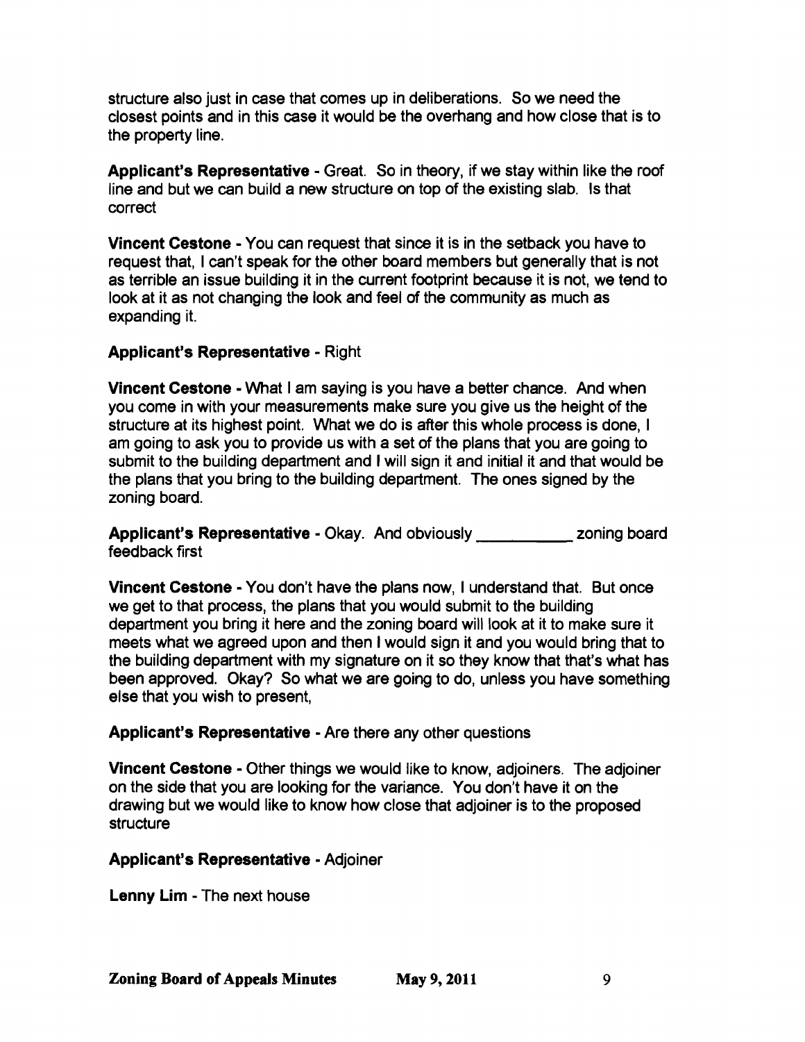structure also just in case that comes up in deliberations. So we need the closest points and in this case it would be the overhang and how close that is to the property line.

**Applicant's Representative** - Great. So in theory, if we stay within like the roof line and but we can build a new structure on top of the existing slab. Is that correct

**Vincent Cestone** - You can request that since it is in the setback you have to request that, I can't speak for the other board members but generally that is not as terrible an issue building it in the current footprint because it is not, we tend to look at it as not changing the look and feel of the community as much as expanding it.

**Applicant's Representative** - Right

**Vincent Cestone** - What I am saying is you have a better chance. And when you come in with your measurements make sure you give us the height of the structure at its highest point. What we do is after this whole process is done, I am going to ask you to provide us with a set of the plans that you are going to submit to the building department and I will sign it and initial it and that would be the plans that you bring to the building department. The ones signed by the zoning board.

**Applicant's Representative** - Okay. And obviously ___________ zoning board feedback first

**Vincent Cestone** - You don't have the plans now, I understand that. But once we get to that process, the plans that you would submit to the building department you bring it here and the zoning board will look at it to make sure it meets what we agreed upon and then I would sign it and you would bring that to the building department with my signature on it so they know that that's what has been approved. Okay? So what we are going to do, unless you have something else that you wish to present,

**Applicant's Representative** - Are there any other questions

**Vincent Cestone** - Other things we would like to know, adjoiners. The adjoiner on the side that you are looking for the variance. You don't have it on the drawing but we would like to know how close that adjoiner is to the proposed structure

**Applicant's Representative** - Adjoiner

**Lenny Lim** - The next house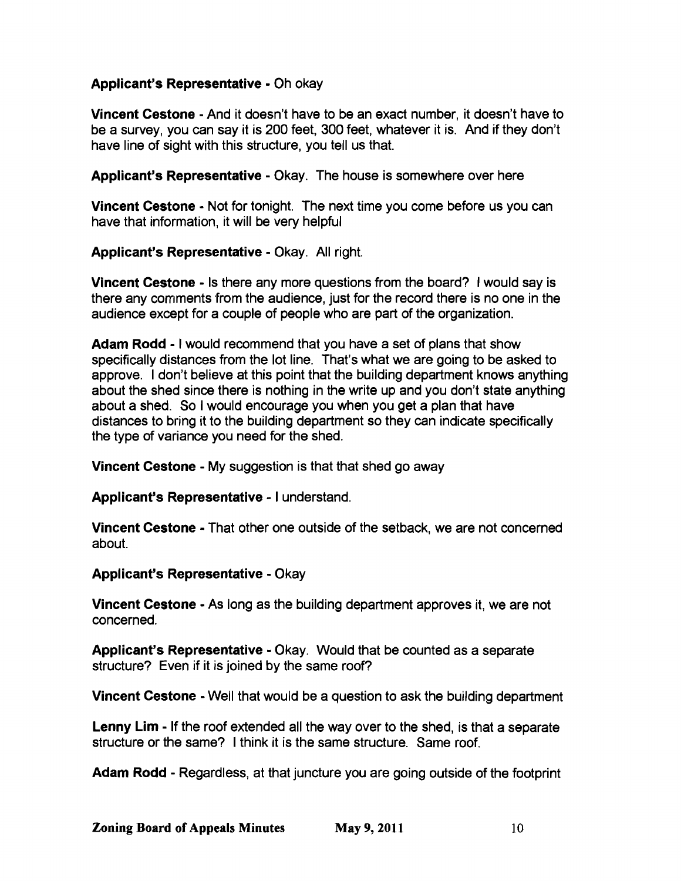**Applicant's Representative** - Oh okay

**Vincent Cestone** - And it doesn't have to be an exact number, it doesn't have to be a survey, you can say it is 200 feet, 300 feet, whatever it is. And if they don't have line of sight with this structure, you tell us that.

**Applicant's Representative** - Okay. The house is somewhere over here

**Vincent Cestone** - Not for tonight. The next time you come before us you can have that information, it will be very helpful

**Applicant's Representative** - Okay. All right.

**Vincent Cestone** - Is there any more questions from the board? I would say is there any comments from the audience, just for the record there is no one in the audience except for a couple of people who are part of the organization.

**Adam Rodd** - I would recommend that you have a set of plans that show specifically distances from the lot line. That's what we are going to be asked to approve. I don't believe at this point that the building department knows anything about the shed since there is nothing in the write up and you don't state anything about a shed. So I would encourage you when you get a plan that have distances to bring it to the building department so they can indicate specifically the type of variance you need for the shed.

**Vincent Cestone** - My suggestion is that that shed go away

**Applicant's Representative** - I understand.

**Vincent Cestone** - That other one outside of the setback, we are not concerned about.

**Applicant's Representative** - Okay

**Vincent Cestone** - As long as the building department approves it, we are not concerned.

**Applicant's Representative** - Okay. Would that be counted as a separate structure? Even if it is joined by the same roof?

**Vincent Cestone** - Well that would be a question to ask the building department

**Lenny Lim** - If the roof extended all the way over to the shed, is that a separate structure or the same? I think it is the same structure. Same roof.

**Adam Rodd** - Regardless, at that juncture you are going outside of the footprint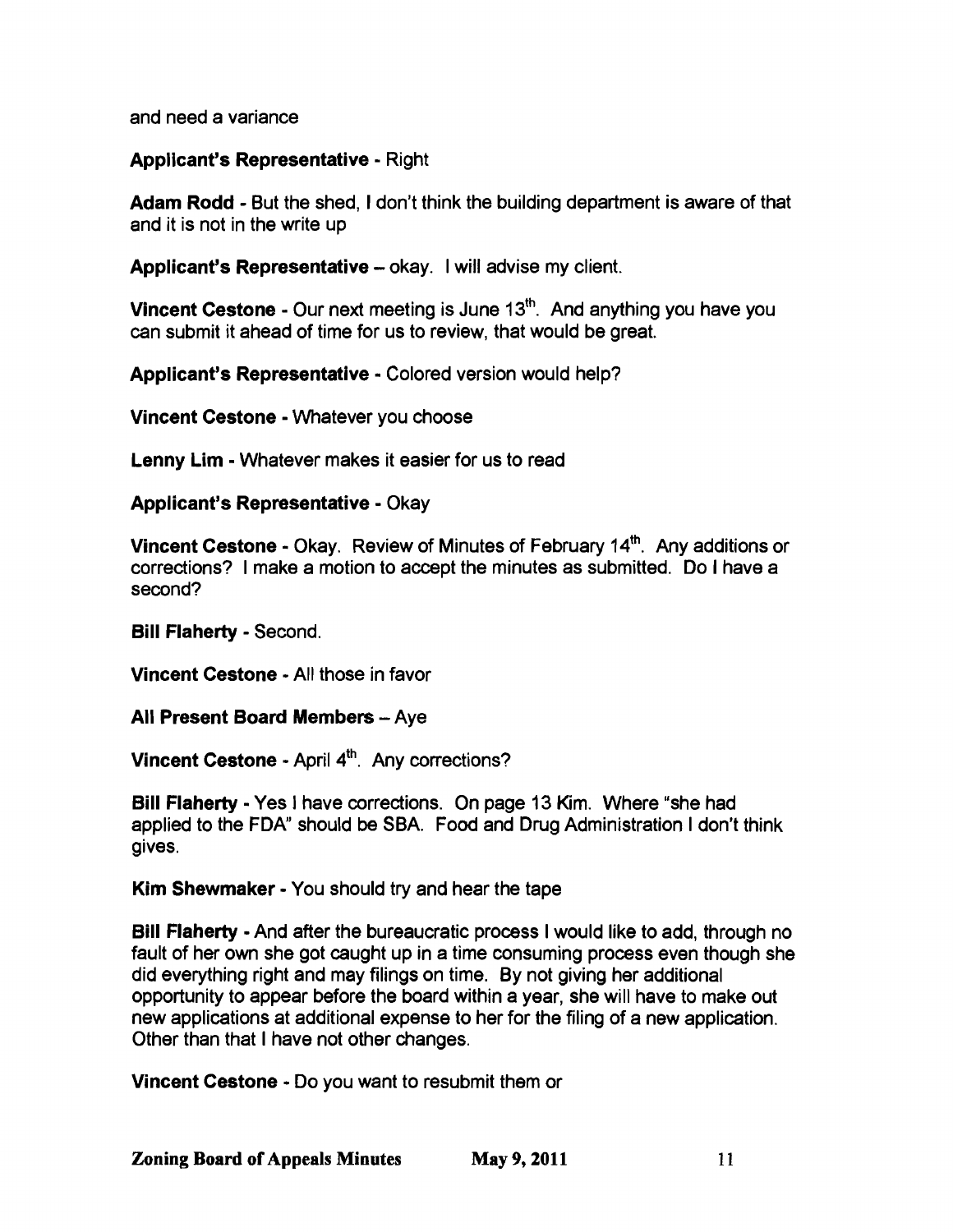and need a variance

**Applicant's Representative** - Right

**Adam Rodd** - But the shed, I don't think the building department is aware of that and it is not in the write up

**Applicant's Representative** – okay. I will advise my client.

**Vincent Cestone** - Our next meeting is June 13th. And anything you have you can submit it ahead of time for us to review, that would be great.

**Applicant's Representative** - Colored version would help?

**Vincent Cestone** - Whatever you choose

**Lenny Lim** - Whatever makes it easier for us to read

**Applicant's Representative** - Okay

**Vincent Cestone** - Okay. Review of Minutes of February 14th. Any additions or corrections? I make a motion to accept the minutes as submitted. Do I have a second?

**Bill Flaherty** - Second.

**Vincent Cestone** - All those in favor

**All Present Board Members** – Aye

**Vincent Cestone** - April 4th. Any corrections?

**Bill Flaherty** - Yes I have corrections. On page 13 Kim. Where "she had applied to the FDA" should be SBA. Food and Drug Administration I don't think gives.

**Kim Shewmaker** - You should try and hear the tape

**Bill Flaherty** - And after the bureaucratic process I would like to add, through no fault of her own she got caught up in a time consuming process even though she did everything right and may filings on time. By not giving her additional opportunity to appear before the board within a year, she will have to make out new applications at additional expense to her for the filing of a new application. Other than that I have not other changes.

**Vincent Cestone** - Do you want to resubmit them or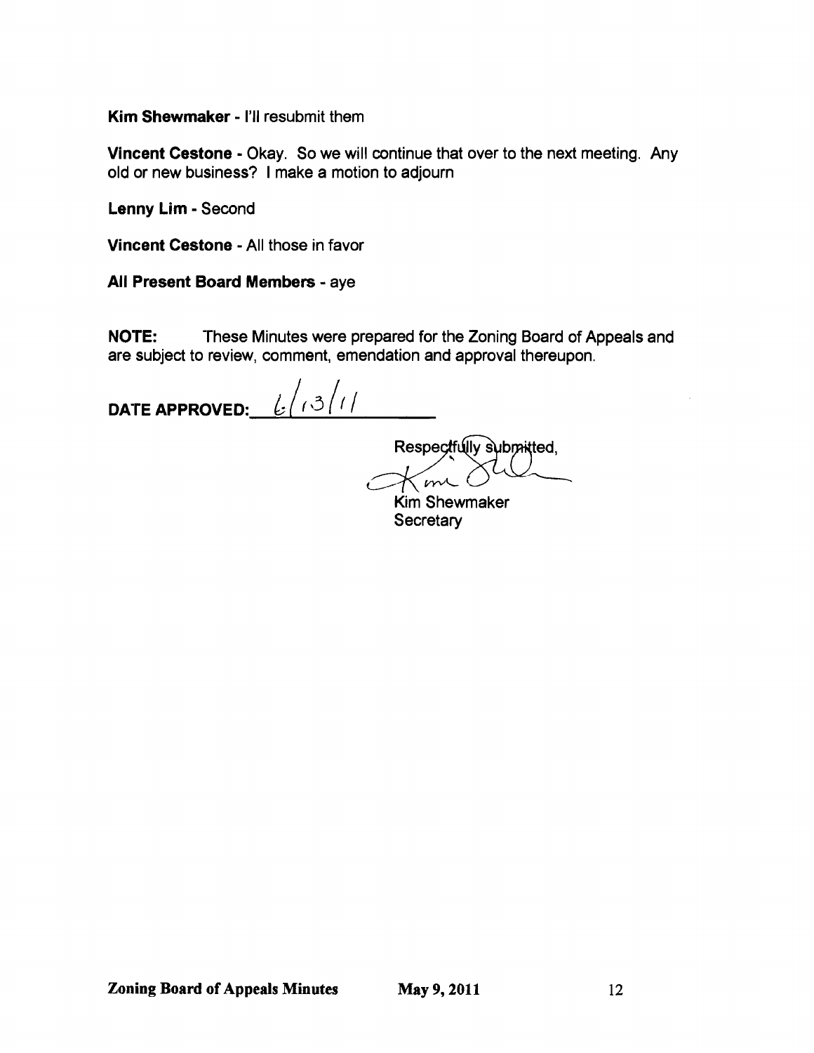**Kim Shewmaker** - I'll resubmit them

**Vincent Cestone** - Okay. So we will continue that over to the next meeting. Any old or new business? I make a motion to adjourn

**Lenny Lim** - Second

**Vincent Cestone** - All those in favor

**All Present Board Members** - aye

**NOTE:** These Minutes were prepared for the Zoning Board of Appeals and are subject to review, comment, emendation and approval thereupon.

**DATE APPROVED:** 6/13/11

Respectfully submitted,

Kim Shewmaker
Secretary